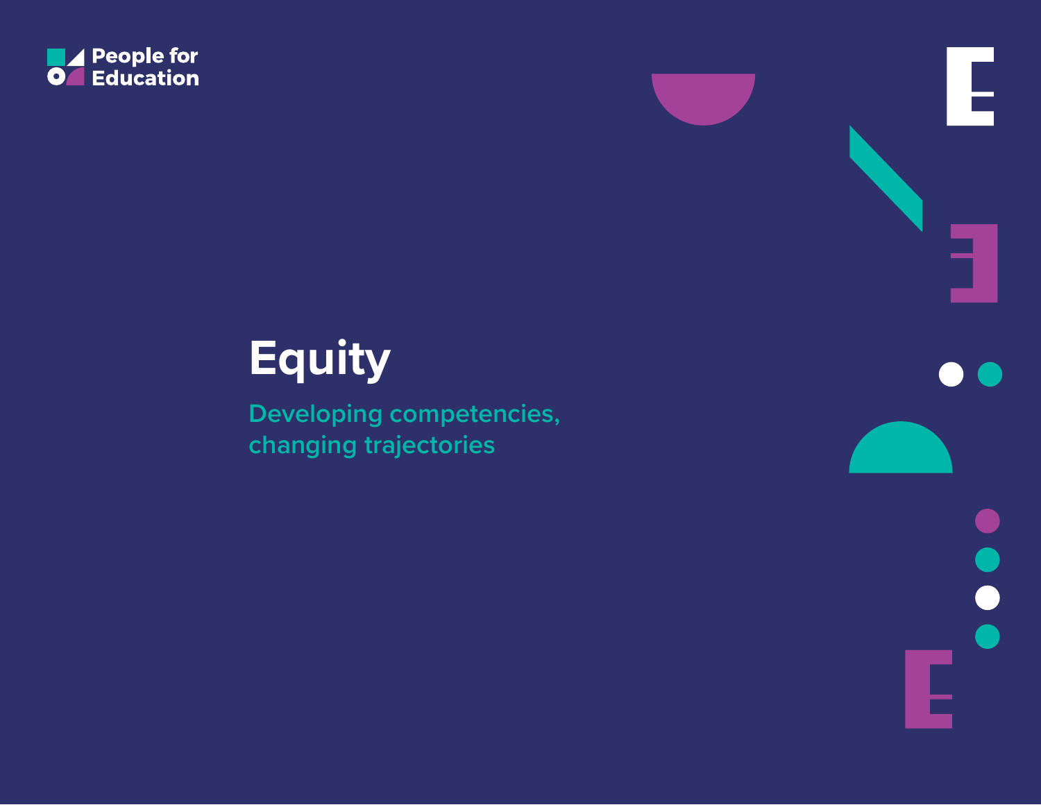People for Education

# Equity

## Developing competencies, changing trajectories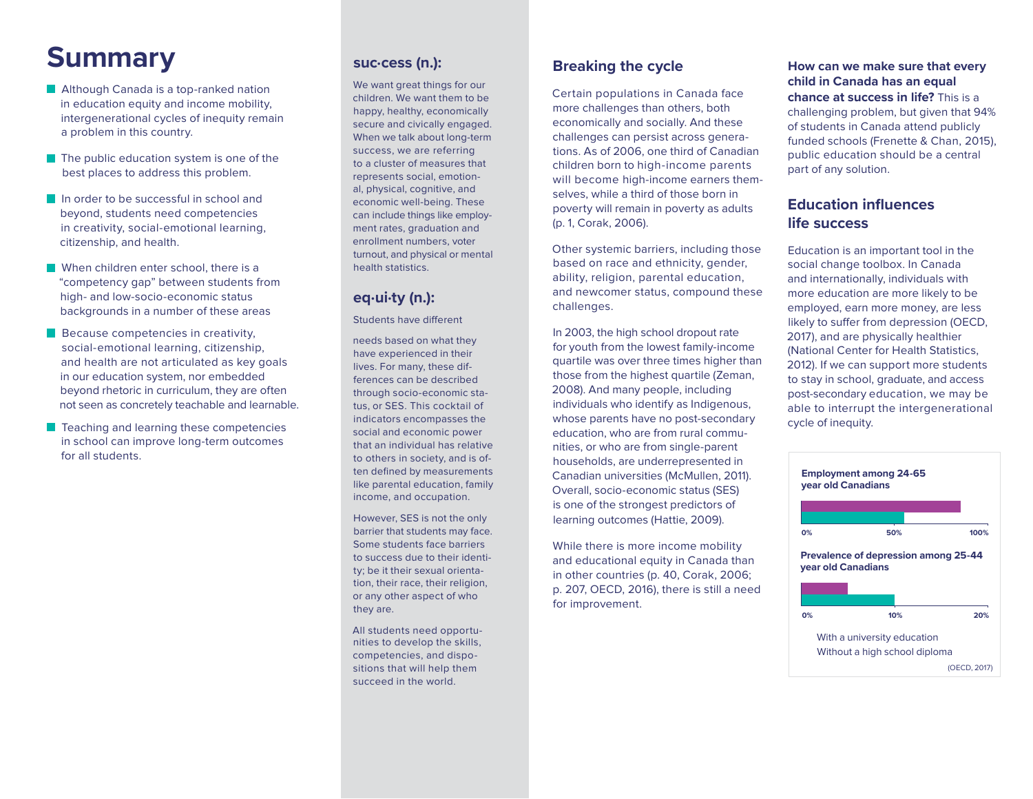# Summary

- Although Canada is a top-ranked nation in education equity and income mobility, intergenerational cycles of inequity remain a problem in this country.
- The public education system is one of the best places to address this problem.
- In order to be successful in school and beyond, students need competencies in creativity, social-emotional learning, citizenship, and health.
- When children enter school, there is a "competency gap" between students from high- and low-socio-economic status backgrounds in a number of these areas
- Because competencies in creativity, social-emotional learning, citizenship, and health are not articulated as key goals in our education system, nor embedded beyond rhetoric in curriculum, they are often not seen as concretely teachable and learnable.
- Teaching and learning these competencies in school can improve long-term outcomes for all students.

### suc·cess (n.):

We want great things for our children. We want them to be happy, healthy, economically secure and civically engaged. When we talk about long-term success, we are referring to a cluster of measures that represents social, emotional, physical, cognitive, and economic well-being. These can include things like employment rates, graduation and enrollment numbers, voter turnout, and physical or mental health statistics.

### eq·ui·ty (n.):

Students have different

needs based on what they have experienced in their lives. For many, these differences can be described through socio-economic status, or SES. This cocktail of indicators encompasses the social and economic power that an individual has relative to others in society, and is often defined by measurements like parental education, family income, and occupation.

However, SES is not the only barrier that students may face. Some students face barriers to success due to their identity; be it their sexual orientation, their race, their religion, or any other aspect of who they are.

All students need opportunities to develop the skills, competencies, and dispositions that will help them succeed in the world.

## Breaking the cycle

Certain populations in Canada face more challenges than others, both economically and socially. And these challenges can persist across generations. As of 2006, one third of Canadian children born to high-income parents will become high-income earners themselves, while a third of those born in poverty will remain in poverty as adults (p. 1, Corak, 2006).

Other systemic barriers, including those based on race and ethnicity, gender, ability, religion, parental education, and newcomer status, compound these challenges.

In 2003, the high school dropout rate for youth from the lowest family-income quartile was over three times higher than those from the highest quartile (Zeman, 2008). And many people, including individuals who identify as Indigenous, whose parents have no post-secondary education, who are from rural communities, or who are from single-parent households, are underrepresented in Canadian universities (McMullen, 2011). Overall, socio-economic status (SES) is one of the strongest predictors of learning outcomes (Hattie, 2009).

While there is more income mobility and educational equity in Canada than in other countries (p. 40, Corak, 2006; p. 207, OECD, 2016), there is still a need for improvement.

**How can we make sure that every child in Canada has an equal chance at success in life?** This is a challenging problem, but given that 94% of students in Canada attend publicly funded schools (Frenette & Chan, 2015), public education should be a central part of any solution.

## Education influences life success

Education is an important tool in the social change toolbox. In Canada and internationally, individuals with more education are more likely to be employed, earn more money, are less likely to suffer from depression (OECD, 2017), and are physically healthier (National Center for Health Statistics, 2012). If we can support more students to stay in school, graduate, and access post-secondary education, we may be able to interrupt the intergenerational cycle of inequity.

**Employment among 24-65 year old Canadians**

0% 50% 100%

**Prevalence of depression among 25-44 year old Canadians**

0% 10% 20%

With a university education
Without a high school diploma

(OECD, 2017)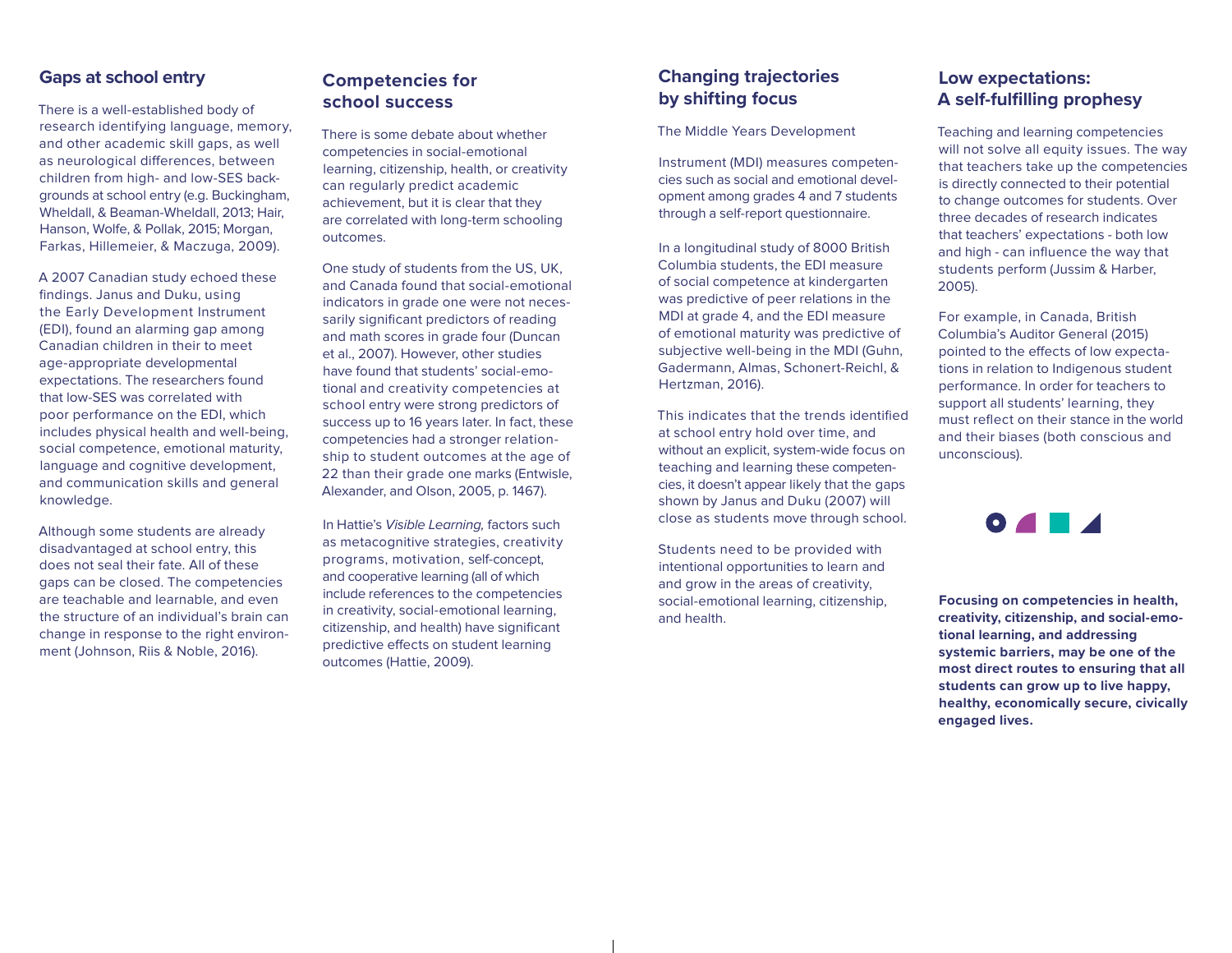## Gaps at school entry

There is a well-established body of research identifying language, memory, and other academic skill gaps, as well as neurological differences, between children from high- and low-SES backgrounds at school entry (e.g. Buckingham, Wheldall, & Beaman-Wheldall, 2013; Hair, Hanson, Wolfe, & Pollak, 2015; Morgan, Farkas, Hillemeier, & Maczuga, 2009).

A 2007 Canadian study echoed these findings. Janus and Duku, using the Early Development Instrument (EDI), found an alarming gap among Canadian children in their to meet age-appropriate developmental expectations. The researchers found that low-SES was correlated with poor performance on the EDI, which includes physical health and well-being, social competence, emotional maturity, language and cognitive development, and communication skills and general knowledge.

Although some students are already disadvantaged at school entry, this does not seal their fate. All of these gaps can be closed. The competencies are teachable and learnable, and even the structure of an individual's brain can change in response to the right environment (Johnson, Riis & Noble, 2016).

## Competencies for school success

There is some debate about whether competencies in social-emotional learning, citizenship, health, or creativity can regularly predict academic achievement, but it is clear that they are correlated with long-term schooling outcomes.

One study of students from the US, UK, and Canada found that social-emotional indicators in grade one were not necessarily significant predictors of reading and math scores in grade four (Duncan et al., 2007). However, other studies have found that students' social-emotional and creativity competencies at school entry were strong predictors of success up to 16 years later. In fact, these competencies had a stronger relationship to student outcomes at the age of 22 than their grade one marks (Entwisle, Alexander, and Olson, 2005, p. 1467).

In Hattie's *Visible Learning,* factors such as metacognitive strategies, creativity programs, motivation, self-concept, and cooperative learning (all of which include references to the competencies in creativity, social-emotional learning, citizenship, and health) have significant predictive effects on student learning outcomes (Hattie, 2009).

## Changing trajectories by shifting focus

The Middle Years Development

Instrument (MDI) measures competencies such as social and emotional development among grades 4 and 7 students through a self-report questionnaire.

In a longitudinal study of 8000 British Columbia students, the EDI measure of social competence at kindergarten was predictive of peer relations in the MDI at grade 4, and the EDI measure of emotional maturity was predictive of subjective well-being in the MDI (Guhn, Gadermann, Almas, Schonert-Reichl, & Hertzman, 2016).

This indicates that the trends identified at school entry hold over time, and without an explicit, system-wide focus on teaching and learning these competencies, it doesn't appear likely that the gaps shown by Janus and Duku (2007) will close as students move through school.

Students need to be provided with intentional opportunities to learn and and grow in the areas of creativity, social-emotional learning, citizenship, and health.

## Low expectations: A self-fulfilling prophesy

Teaching and learning competencies will not solve all equity issues. The way that teachers take up the competencies is directly connected to their potential to change outcomes for students. Over three decades of research indicates that teachers' expectations - both low and high - can influence the way that students perform (Jussim & Harber, 2005).

For example, in Canada, British Columbia's Auditor General (2015) pointed to the effects of low expectations in relation to Indigenous student performance. In order for teachers to support all students' learning, they must reflect on their stance in the world and their biases (both conscious and unconscious).

**Focusing on competencies in health, creativity, citizenship, and social-emotional learning, and addressing systemic barriers, may be one of the most direct routes to ensuring that all students can grow up to live happy, healthy, economically secure, civically engaged lives.**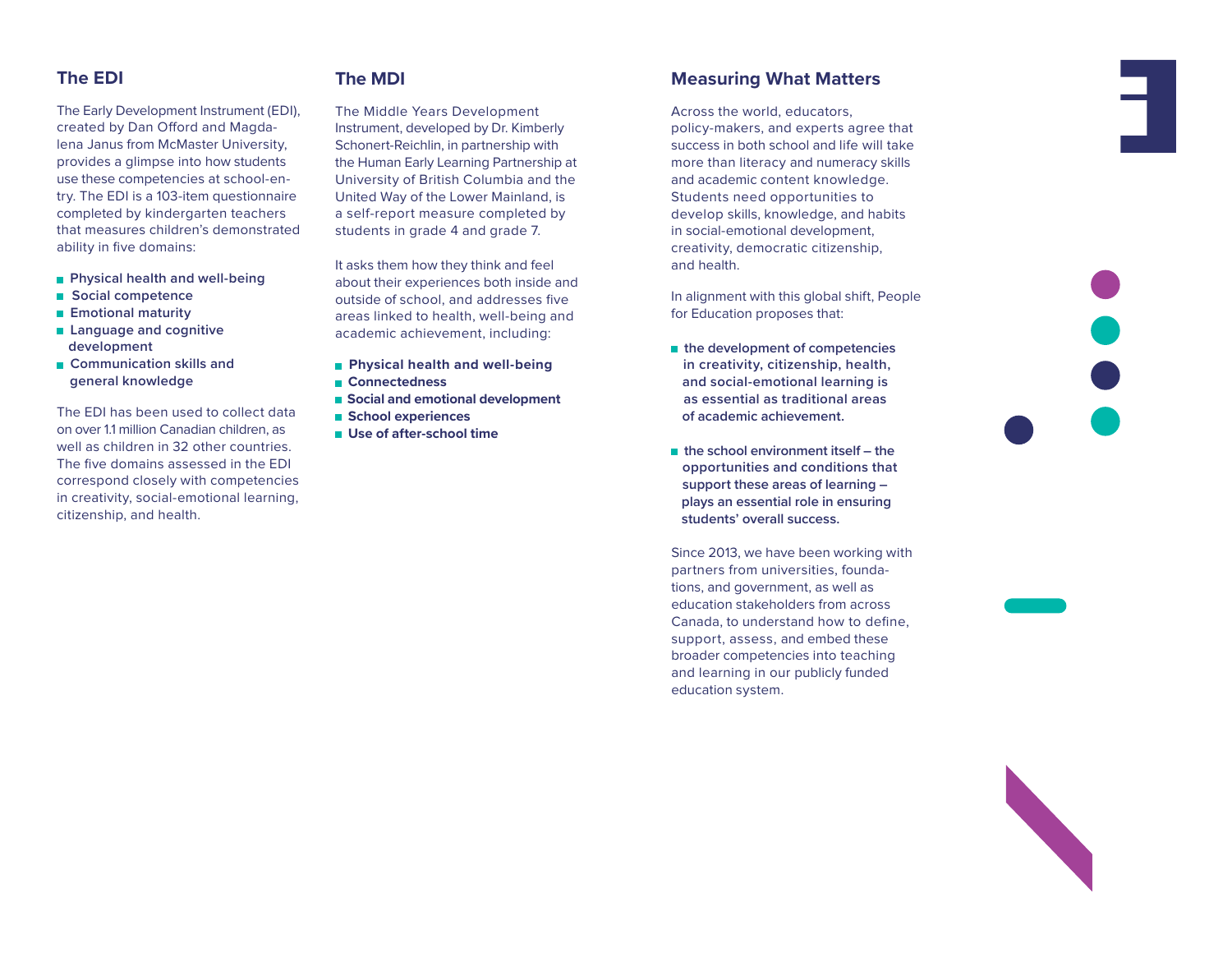## The EDI

The Early Development Instrument (EDI), created by Dan Offord and Magdalena Janus from McMaster University, provides a glimpse into how students use these competencies at school-entry. The EDI is a 103-item questionnaire completed by kindergarten teachers that measures children's demonstrated ability in five domains:

- **Physical health and well-being**
- **Social competence**
- **Emotional maturity**
- **Language and cognitive development**
- **Communication skills and general knowledge**

The EDI has been used to collect data on over 1.1 million Canadian children, as well as children in 32 other countries. The five domains assessed in the EDI correspond closely with competencies in creativity, social-emotional learning, citizenship, and health.

## The MDI

The Middle Years Development Instrument, developed by Dr. Kimberly Schonert-Reichlin, in partnership with the Human Early Learning Partnership at University of British Columbia and the United Way of the Lower Mainland, is a self-report measure completed by students in grade 4 and grade 7.

It asks them how they think and feel about their experiences both inside and outside of school, and addresses five areas linked to health, well-being and academic achievement, including:

- **Physical health and well-being**
- **Connectedness**
- **Social and emotional development**
- **School experiences**
- **Use of after-school time**

## Measuring What Matters

Across the world, educators, policy-makers, and experts agree that success in both school and life will take more than literacy and numeracy skills and academic content knowledge. Students need opportunities to develop skills, knowledge, and habits in social-emotional development, creativity, democratic citizenship, and health.

In alignment with this global shift, People for Education proposes that:

- **the development of competencies in creativity, citizenship, health, and social-emotional learning is as essential as traditional areas of academic achievement.**
- **the school environment itself – the opportunities and conditions that support these areas of learning – plays an essential role in ensuring students' overall success.**

Since 2013, we have been working with partners from universities, foundations, and government, as well as education stakeholders from across Canada, to understand how to define, support, assess, and embed these broader competencies into teaching and learning in our publicly funded education system.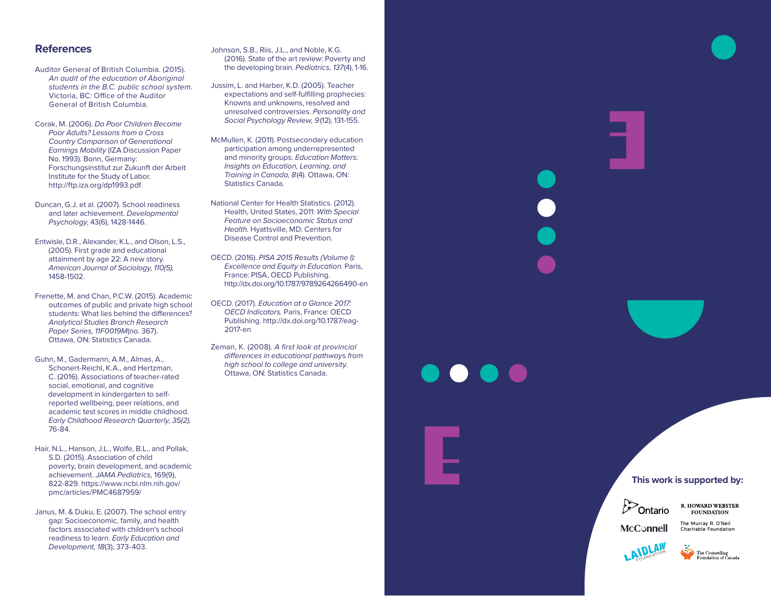## References

Auditor General of British Columbia. (2015). *An audit of the education of Aboriginal students in the B.C. public school system.* Victoria, BC: Office of the Auditor General of British Columbia.

Corak, M. (2006). *Do Poor Children Become Poor Adults? Lessons from a Cross Country Comparison of Generational Earnings Mobility* (IZA Discussion Paper No. 1993). Bonn, Germany: Forschungsinstitut zur Zukunft der Arbeit Institute for the Study of Labor. http://ftp.iza.org/dp1993.pdf.

Duncan, G.J. et al. (2007). School readiness and later achievement. *Developmental Psychology*, 43(6), 1428-1446.

Entwisle, D.R., Alexander, K.L., and Olson, L.S., (2005). First grade and educational attainment by age 22: A new story. *American Journal of Sociology, 110(5),* 1458-1502.

Frenette, M. and Chan, P.C.W. (2015). Academic outcomes of public and private high school students: What lies behind the differences? *Analytical Studies Branch Research Paper Series, 11F0019M*(no. 367). Ottawa, ON: Statistics Canada.

Guhn, M., Gadermann, A.M., Almas, A., Schonert-Reichl, K.A., and Hertzman, C. (2016). Associations of teacher-rated social, emotional, and cognitive development in kindergarten to self-reported wellbeing, peer relations, and academic test scores in middle childhood. *Early Childhood Research Quarterly, 35(2),* 76-84.

Hair, N.L., Hanson, J.L., Wolfe, B.L., and Pollak, S.D. (2015). Association of child poverty, brain development, and academic achievement. *JAMA Pediatrics,* 169(9), 822-829. https://www.ncbi.nlm.nih.gov/pmc/articles/PMC4687959/

Janus, M. & Duku, E. (2007). The school entry gap: Socioeconomic, family, and health factors associated with children's school readiness to learn. *Early Education and Development, 18*(3), 373-403.

Johnson, S.B., Riis, J.L., and Noble, K.G. (2016). State of the art review: Poverty and the developing brain. *Pediatrics, 137*(4), 1-16.

Jussim, L. and Harber, K.D. (2005). Teacher expectations and self-fulfilling prophecies: Knowns and unknowns, resolved and unresolved controversies. *Personality and Social Psychology Review, 9*(12), 131-155.

McMullen, K. (2011). Postsecondary education participation among underrepresented and minority groups. *Education Matters: Insights on Education, Learning, and Training in Canada, 8*(4). Ottawa, ON: Statistics Canada.

National Center for Health Statistics. (2012). Health, United States, 2011: *With Special Feature on Socioeconomic Status and Health.* Hyattsville, MD: Centers for Disease Control and Prevention.

OECD. (2016). *PISA 2015 Results (Volume I): Excellence and Equity in Education.* Paris, France: PISA, OECD Publishing. http://dx.doi.org/10.1787/9789264266490-en

OECD. (2017). *Education at a Glance 2017: OECD Indicators.* Paris, France: OECD Publishing. http://dx.doi.org/10.1787/eag-2017-en

Zeman, K. (2008). *A first look at provincial differences in educational pathways from high school to college and university.* Ottawa, ON: Statistics Canada.

**This work is supported by:**

Ontario

R. HOWARD WEBSTER FOUNDATION

McConnell

The Murray R. O'Neil Charitable Foundation

LAIDLAW FOUNDATION

The Counselling Foundation of Canada